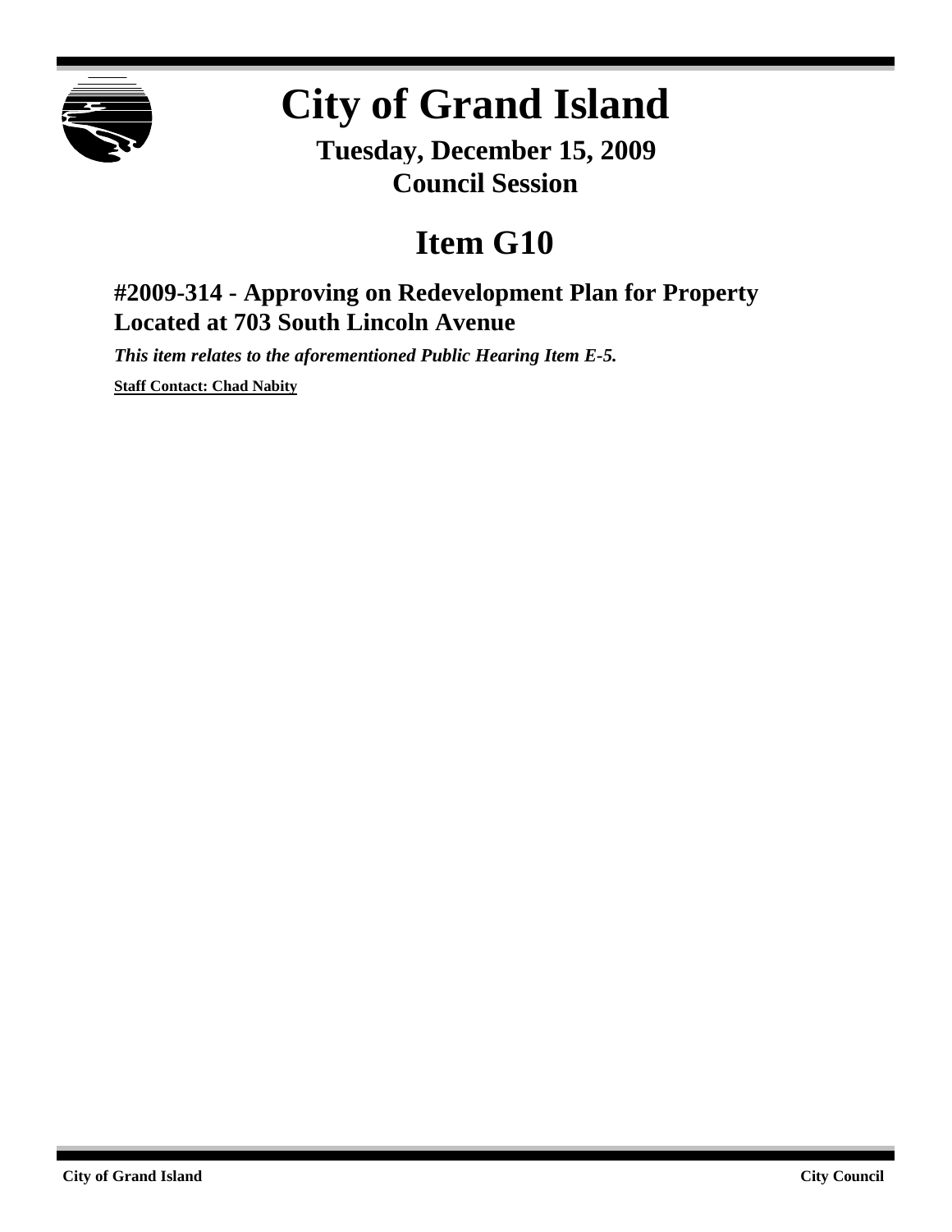# City of Grand Island

**Tuesday, December 15, 2009**
**Council Session**

# Item G10

## #2009-314 - Approving on Redevelopment Plan for Property Located at 703 South Lincoln Avenue

***This item relates to the aforementioned Public Hearing Item E-5.***

**Staff Contact: Chad Nabity**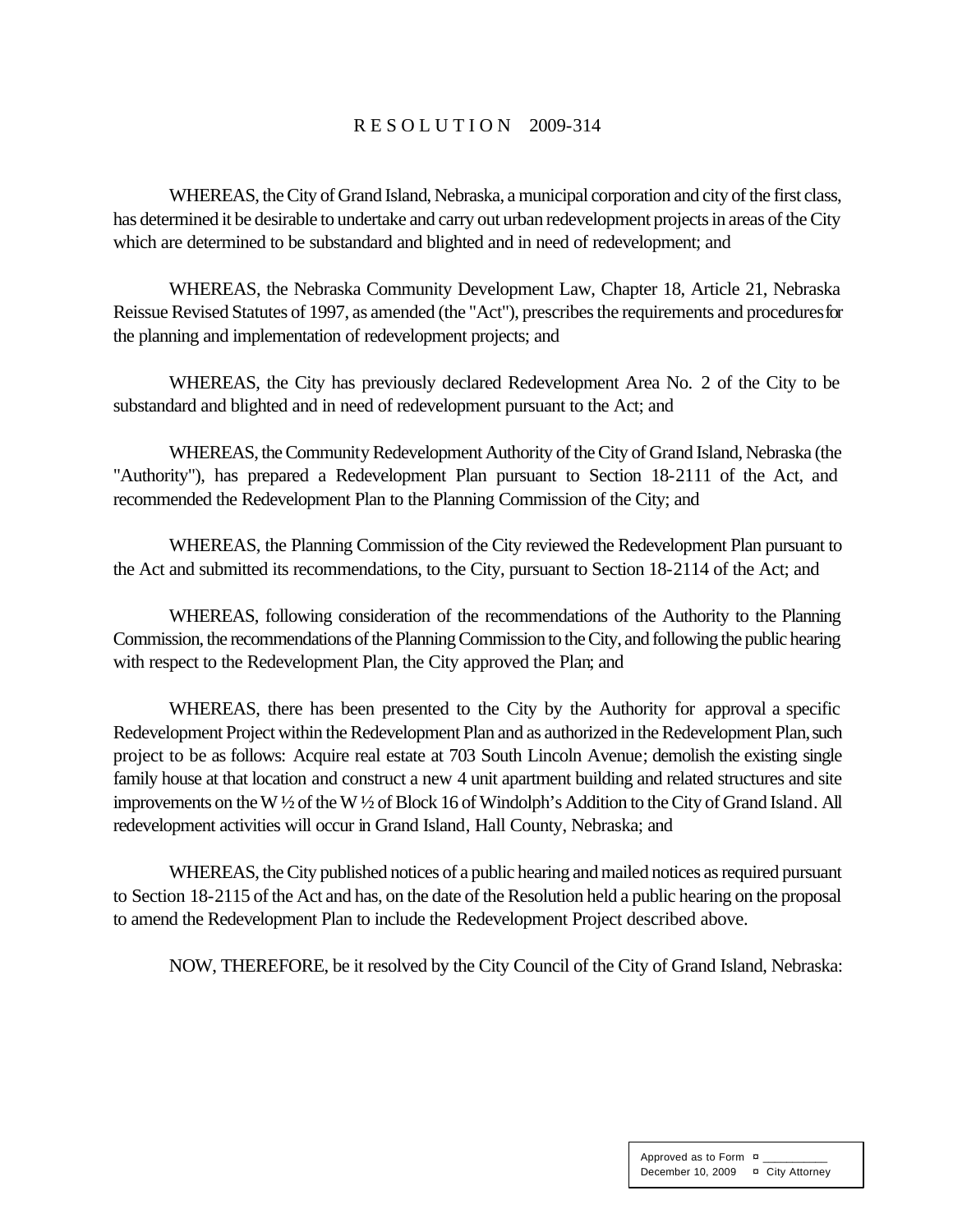R E S O L U T I O N 2009-314

WHEREAS, the City of Grand Island, Nebraska, a municipal corporation and city of the first class, has determined it be desirable to undertake and carry out urban redevelopment projects in areas of the City which are determined to be substandard and blighted and in need of redevelopment; and

WHEREAS, the Nebraska Community Development Law, Chapter 18, Article 21, Nebraska Reissue Revised Statutes of 1997, as amended (the "Act"), prescribes the requirements and procedures for the planning and implementation of redevelopment projects; and

WHEREAS, the City has previously declared Redevelopment Area No. 2 of the City to be substandard and blighted and in need of redevelopment pursuant to the Act; and

WHEREAS, the Community Redevelopment Authority of the City of Grand Island, Nebraska (the "Authority"), has prepared a Redevelopment Plan pursuant to Section 18-2111 of the Act, and recommended the Redevelopment Plan to the Planning Commission of the City; and

WHEREAS, the Planning Commission of the City reviewed the Redevelopment Plan pursuant to the Act and submitted its recommendations, to the City, pursuant to Section 18-2114 of the Act; and

WHEREAS, following consideration of the recommendations of the Authority to the Planning Commission, the recommendations of the Planning Commission to the City, and following the public hearing with respect to the Redevelopment Plan, the City approved the Plan; and

WHEREAS, there has been presented to the City by the Authority for approval a specific Redevelopment Project within the Redevelopment Plan and as authorized in the Redevelopment Plan, such project to be as follows: Acquire real estate at 703 South Lincoln Avenue; demolish the existing single family house at that location and construct a new 4 unit apartment building and related structures and site improvements on the W ½ of the W ½ of Block 16 of Windolph's Addition to the City of Grand Island. All redevelopment activities will occur in Grand Island, Hall County, Nebraska; and

WHEREAS, the City published notices of a public hearing and mailed notices as required pursuant to Section 18-2115 of the Act and has, on the date of the Resolution held a public hearing on the proposal to amend the Redevelopment Plan to include the Redevelopment Project described above.

NOW, THEREFORE, be it resolved by the City Council of the City of Grand Island, Nebraska:

| Approved as to Form | ¤ ___________ |
|---|---|
| December 10, 2009 | ¤ City Attorney |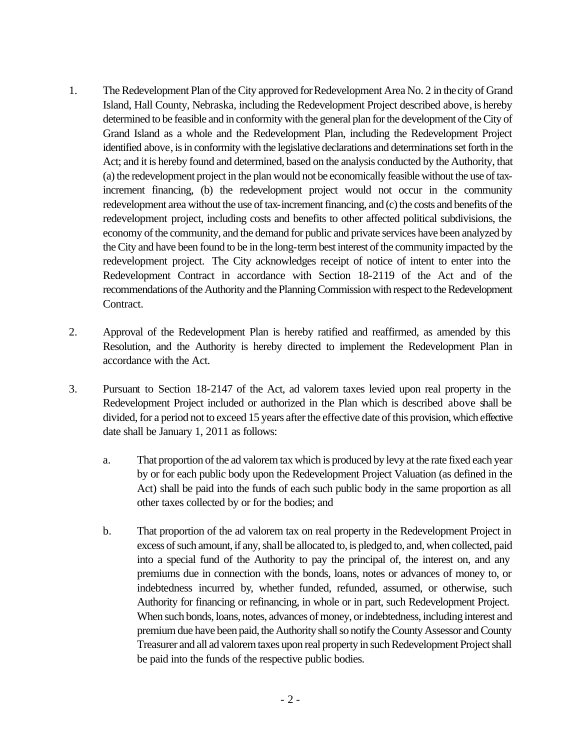1. The Redevelopment Plan of the City approved for Redevelopment Area No. 2 in the city of Grand Island, Hall County, Nebraska, including the Redevelopment Project described above, is hereby determined to be feasible and in conformity with the general plan for the development of the City of Grand Island as a whole and the Redevelopment Plan, including the Redevelopment Project identified above, is in conformity with the legislative declarations and determinations set forth in the Act; and it is hereby found and determined, based on the analysis conducted by the Authority, that (a) the redevelopment project in the plan would not be economically feasible without the use of tax-increment financing, (b) the redevelopment project would not occur in the community redevelopment area without the use of tax-increment financing, and (c) the costs and benefits of the redevelopment project, including costs and benefits to other affected political subdivisions, the economy of the community, and the demand for public and private services have been analyzed by the City and have been found to be in the long-term best interest of the community impacted by the redevelopment project. The City acknowledges receipt of notice of intent to enter into the Redevelopment Contract in accordance with Section 18-2119 of the Act and of the recommendations of the Authority and the Planning Commission with respect to the Redevelopment Contract.

2. Approval of the Redevelopment Plan is hereby ratified and reaffirmed, as amended by this Resolution, and the Authority is hereby directed to implement the Redevelopment Plan in accordance with the Act.

3. Pursuant to Section 18-2147 of the Act, ad valorem taxes levied upon real property in the Redevelopment Project included or authorized in the Plan which is described above shall be divided, for a period not to exceed 15 years after the effective date of this provision, which effective date shall be January 1, 2011 as follows:

    a. That proportion of the ad valorem tax which is produced by levy at the rate fixed each year by or for each public body upon the Redevelopment Project Valuation (as defined in the Act) shall be paid into the funds of each such public body in the same proportion as all other taxes collected by or for the bodies; and

    b. That proportion of the ad valorem tax on real property in the Redevelopment Project in excess of such amount, if any, shall be allocated to, is pledged to, and, when collected, paid into a special fund of the Authority to pay the principal of, the interest on, and any premiums due in connection with the bonds, loans, notes or advances of money to, or indebtedness incurred by, whether funded, refunded, assumed, or otherwise, such Authority for financing or refinancing, in whole or in part, such Redevelopment Project. When such bonds, loans, notes, advances of money, or indebtedness, including interest and premium due have been paid, the Authority shall so notify the County Assessor and County Treasurer and all ad valorem taxes upon real property in such Redevelopment Project shall be paid into the funds of the respective public bodies.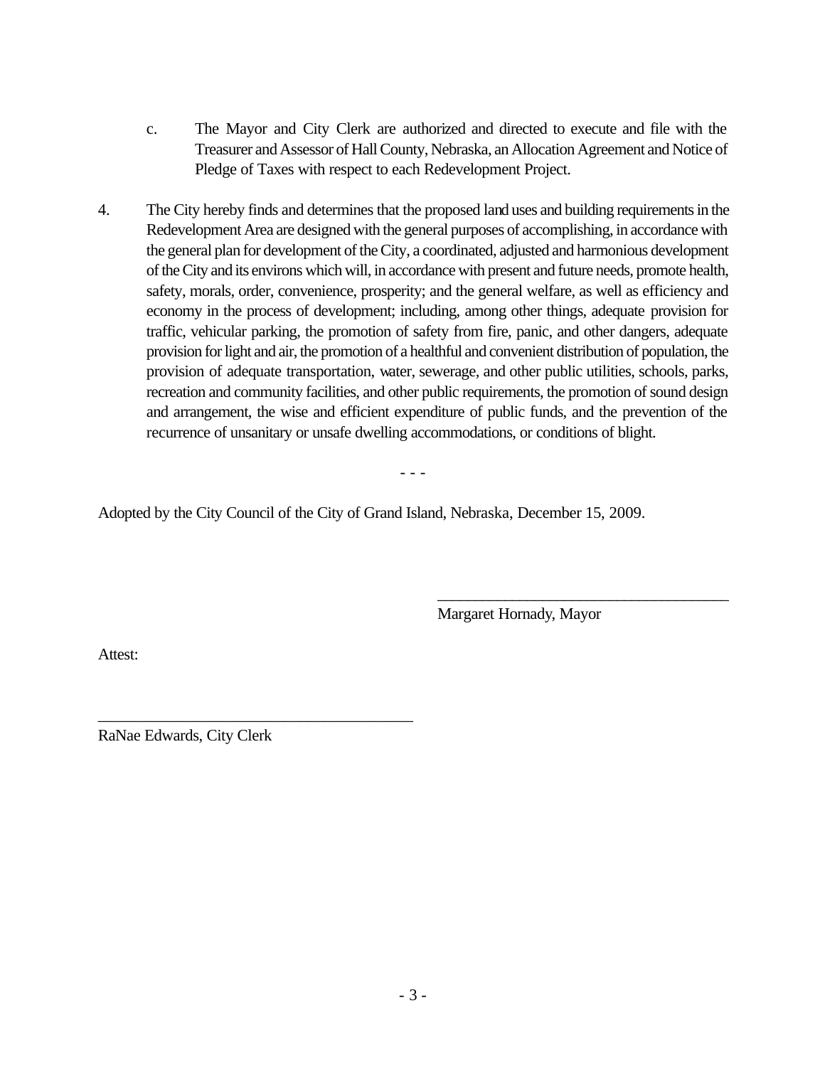c. The Mayor and City Clerk are authorized and directed to execute and file with the Treasurer and Assessor of Hall County, Nebraska, an Allocation Agreement and Notice of Pledge of Taxes with respect to each Redevelopment Project.

4. The City hereby finds and determines that the proposed land uses and building requirements in the Redevelopment Area are designed with the general purposes of accomplishing, in accordance with the general plan for development of the City, a coordinated, adjusted and harmonious development of the City and its environs which will, in accordance with present and future needs, promote health, safety, morals, order, convenience, prosperity; and the general welfare, as well as efficiency and economy in the process of development; including, among other things, adequate provision for traffic, vehicular parking, the promotion of safety from fire, panic, and other dangers, adequate provision for light and air, the promotion of a healthful and convenient distribution of population, the provision of adequate transportation, water, sewerage, and other public utilities, schools, parks, recreation and community facilities, and other public requirements, the promotion of sound design and arrangement, the wise and efficient expenditure of public funds, and the prevention of the recurrence of unsanitary or unsafe dwelling accommodations, or conditions of blight.

\- - -

Adopted by the City Council of the City of Grand Island, Nebraska, December 15, 2009.

\_\_\_\_\_\_\_\_\_\_\_\_\_\_\_\_\_\_\_\_\_\_\_\_\_\_\_\_\_\_\_\_\_\_\_\_\_\_\_

Margaret Hornady, Mayor

Attest:

\_\_\_\_\_\_\_\_\_\_\_\_\_\_\_\_\_\_\_\_\_\_\_\_\_\_\_\_\_\_\_\_\_\_\_\_\_\_\_\_\_\_

RaNae Edwards, City Clerk